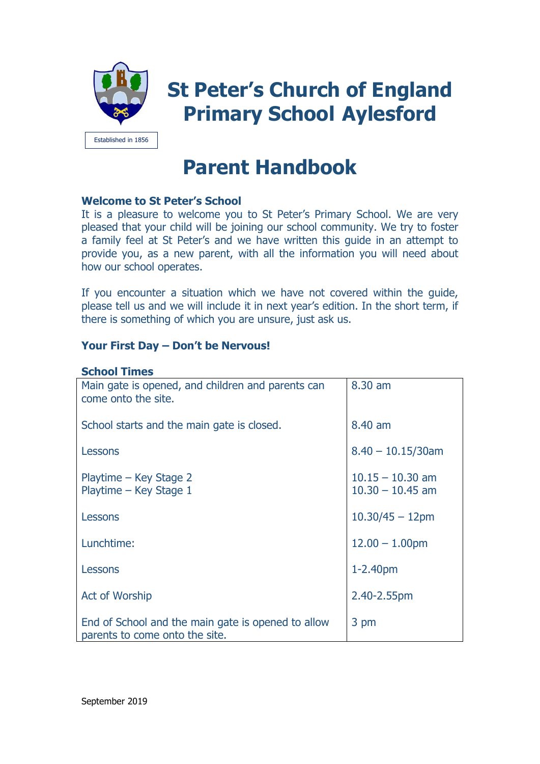# St Peter's Church of England Primary School Aylesford

Established in 1856

# Parent Handbook

### Welcome to St Peter's School

It is a pleasure to welcome you to St Peter's Primary School. We are very pleased that your child will be joining our school community. We try to foster a family feel at St Peter's and we have written this guide in an attempt to provide you, as a new parent, with all the information you will need about how our school operates.

If you encounter a situation which we have not covered within the guide, please tell us and we will include it in next year's edition. In the short term, if there is something of which you are unsure, just ask us.

### Your First Day – Don't be Nervous!

### School Times

| | |
|---|---|
| Main gate is opened, and children and parents can come onto the site. | 8.30 am |
| School starts and the main gate is closed. | 8.40 am |
| Lessons | 8.40 – 10.15/30am |
| Playtime – Key Stage 2<br>Playtime – Key Stage 1 | 10.15 – 10.30 am<br>10.30 – 10.45 am |
| Lessons | 10.30/45 – 12pm |
| Lunchtime: | 12.00 – 1.00pm |
| Lessons | 1-2.40pm |
| Act of Worship | 2.40-2.55pm |
| End of School and the main gate is opened to allow parents to come onto the site. | 3 pm |

September 2019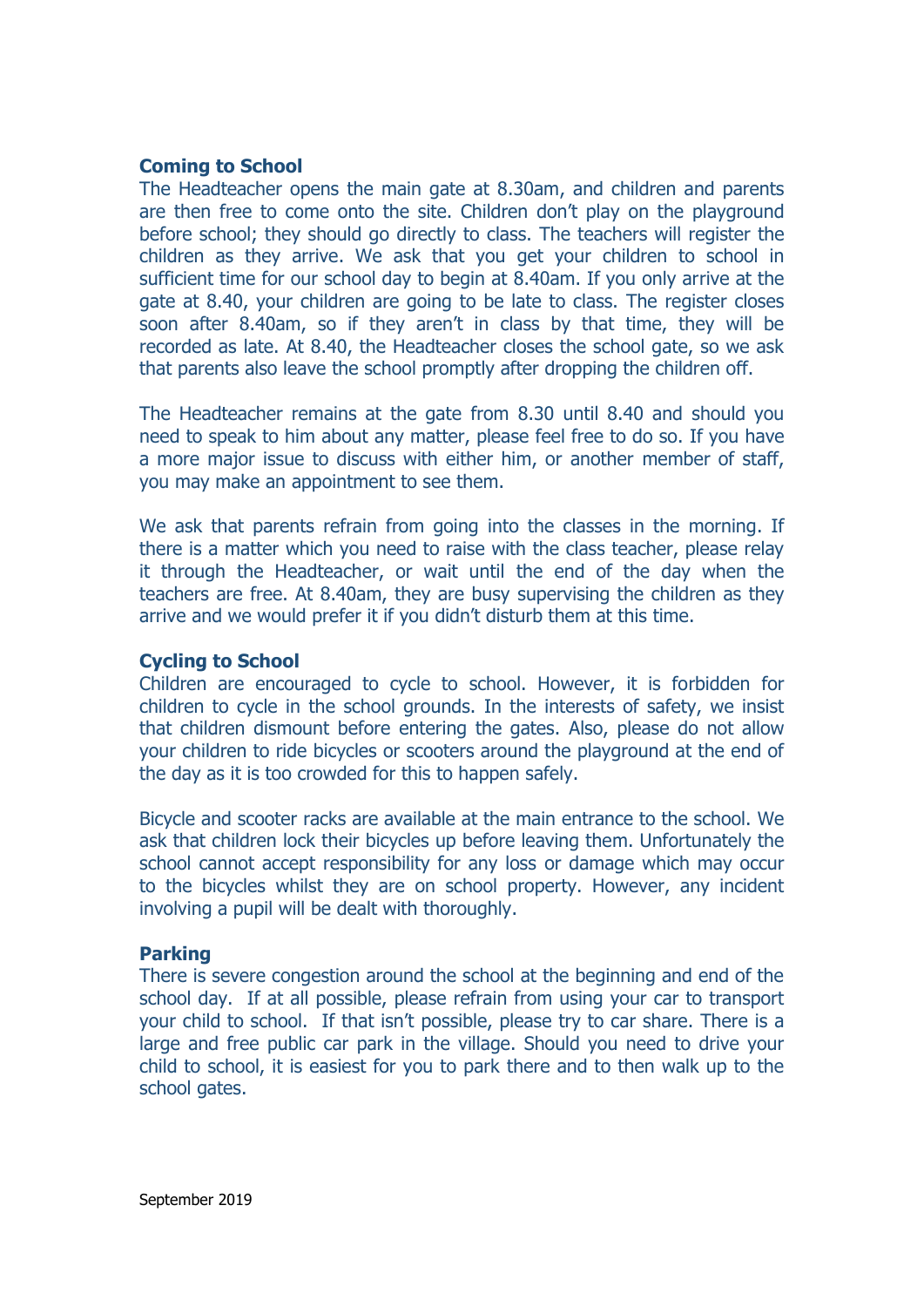## Coming to School

The Headteacher opens the main gate at 8.30am, and children and parents are then free to come onto the site. Children don't play on the playground before school; they should go directly to class. The teachers will register the children as they arrive. We ask that you get your children to school in sufficient time for our school day to begin at 8.40am. If you only arrive at the gate at 8.40, your children are going to be late to class. The register closes soon after 8.40am, so if they aren't in class by that time, they will be recorded as late. At 8.40, the Headteacher closes the school gate, so we ask that parents also leave the school promptly after dropping the children off.

The Headteacher remains at the gate from 8.30 until 8.40 and should you need to speak to him about any matter, please feel free to do so. If you have a more major issue to discuss with either him, or another member of staff, you may make an appointment to see them.

We ask that parents refrain from going into the classes in the morning. If there is a matter which you need to raise with the class teacher, please relay it through the Headteacher, or wait until the end of the day when the teachers are free. At 8.40am, they are busy supervising the children as they arrive and we would prefer it if you didn't disturb them at this time.

## Cycling to School

Children are encouraged to cycle to school. However, it is forbidden for children to cycle in the school grounds. In the interests of safety, we insist that children dismount before entering the gates. Also, please do not allow your children to ride bicycles or scooters around the playground at the end of the day as it is too crowded for this to happen safely.

Bicycle and scooter racks are available at the main entrance to the school. We ask that children lock their bicycles up before leaving them. Unfortunately the school cannot accept responsibility for any loss or damage which may occur to the bicycles whilst they are on school property. However, any incident involving a pupil will be dealt with thoroughly.

## Parking

There is severe congestion around the school at the beginning and end of the school day. If at all possible, please refrain from using your car to transport your child to school. If that isn't possible, please try to car share. There is a large and free public car park in the village. Should you need to drive your child to school, it is easiest for you to park there and to then walk up to the school gates.

September 2019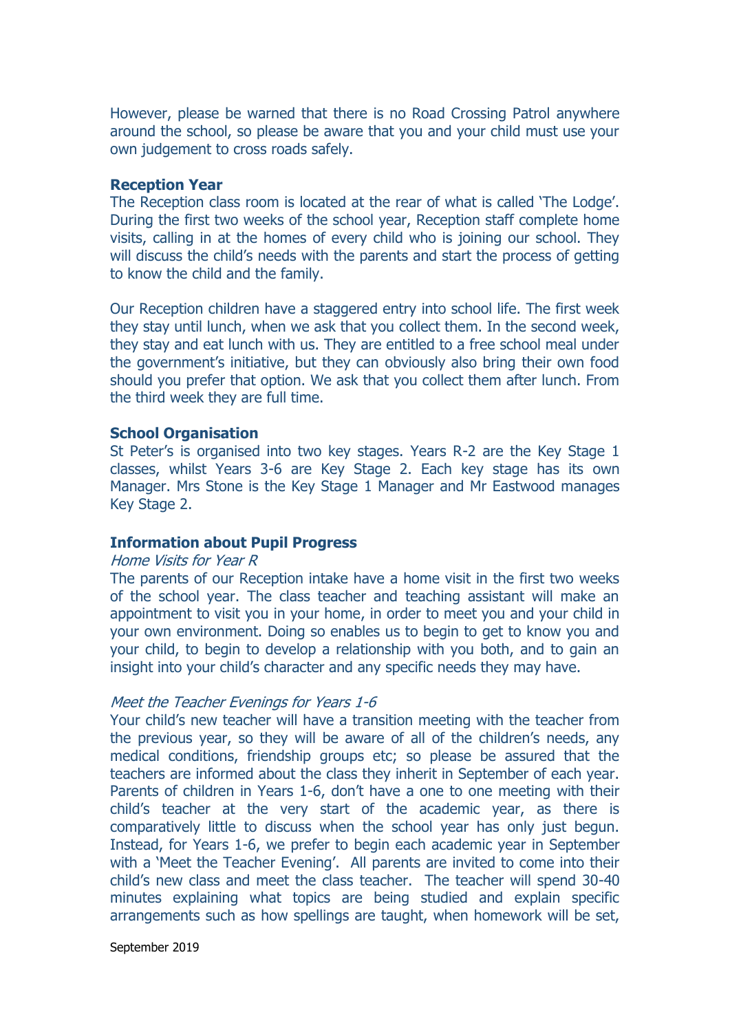However, please be warned that there is no Road Crossing Patrol anywhere around the school, so please be aware that you and your child must use your own judgement to cross roads safely.

**Reception Year**

The Reception class room is located at the rear of what is called 'The Lodge'. During the first two weeks of the school year, Reception staff complete home visits, calling in at the homes of every child who is joining our school. They will discuss the child's needs with the parents and start the process of getting to know the child and the family.

Our Reception children have a staggered entry into school life. The first week they stay until lunch, when we ask that you collect them. In the second week, they stay and eat lunch with us. They are entitled to a free school meal under the government's initiative, but they can obviously also bring their own food should you prefer that option. We ask that you collect them after lunch. From the third week they are full time.

**School Organisation**

St Peter's is organised into two key stages. Years R-2 are the Key Stage 1 classes, whilst Years 3-6 are Key Stage 2. Each key stage has its own Manager. Mrs Stone is the Key Stage 1 Manager and Mr Eastwood manages Key Stage 2.

**Information about Pupil Progress**

*Home Visits for Year R*

The parents of our Reception intake have a home visit in the first two weeks of the school year. The class teacher and teaching assistant will make an appointment to visit you in your home, in order to meet you and your child in your own environment. Doing so enables us to begin to get to know you and your child, to begin to develop a relationship with you both, and to gain an insight into your child's character and any specific needs they may have.

*Meet the Teacher Evenings for Years 1-6*

Your child's new teacher will have a transition meeting with the teacher from the previous year, so they will be aware of all of the children's needs, any medical conditions, friendship groups etc; so please be assured that the teachers are informed about the class they inherit in September of each year. Parents of children in Years 1-6, don't have a one to one meeting with their child's teacher at the very start of the academic year, as there is comparatively little to discuss when the school year has only just begun. Instead, for Years 1-6, we prefer to begin each academic year in September with a 'Meet the Teacher Evening'. All parents are invited to come into their child's new class and meet the class teacher. The teacher will spend 30-40 minutes explaining what topics are being studied and explain specific arrangements such as how spellings are taught, when homework will be set,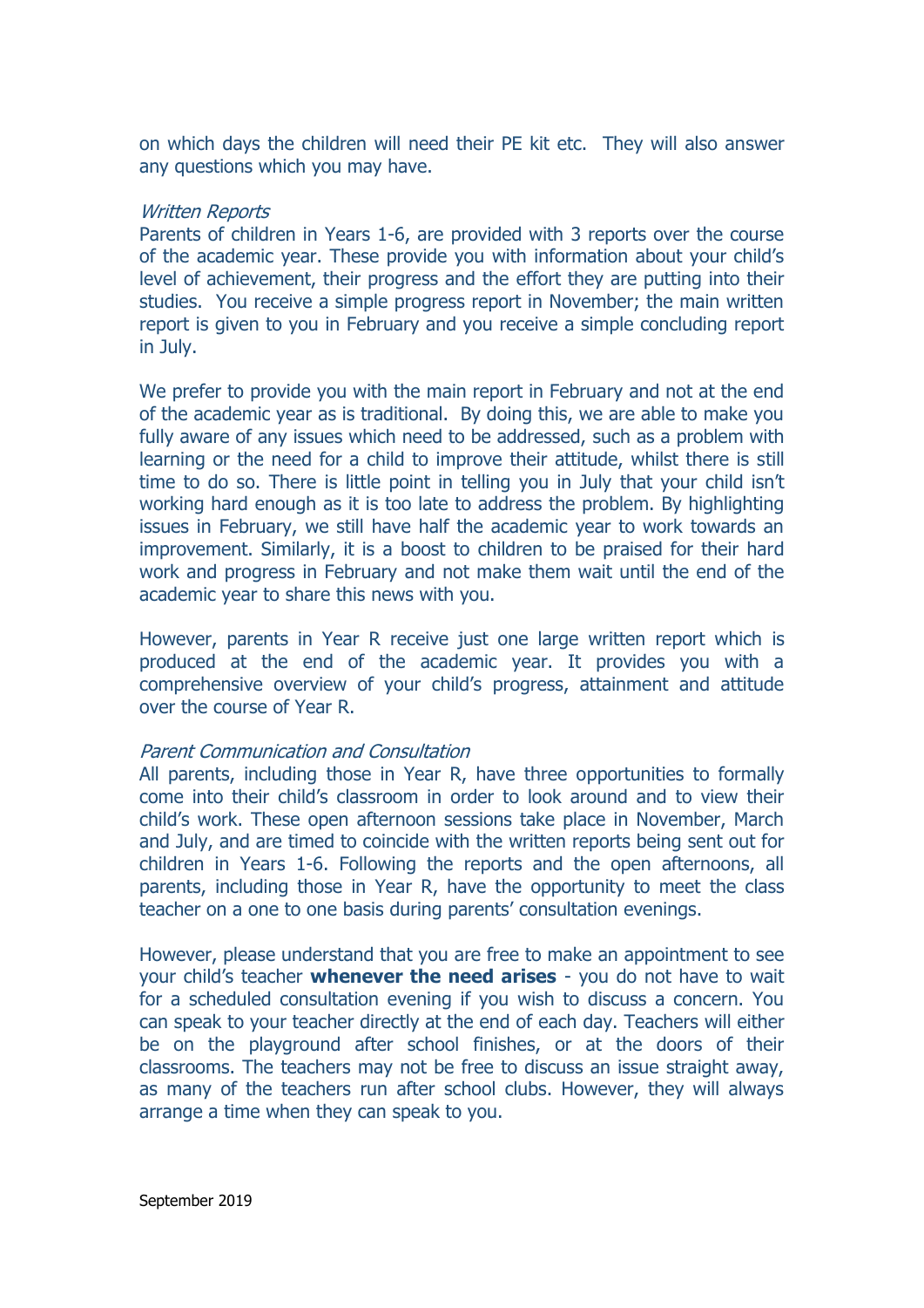on which days the children will need their PE kit etc. They will also answer any questions which you may have.

*Written Reports*

Parents of children in Years 1-6, are provided with 3 reports over the course of the academic year. These provide you with information about your child's level of achievement, their progress and the effort they are putting into their studies. You receive a simple progress report in November; the main written report is given to you in February and you receive a simple concluding report in July.

We prefer to provide you with the main report in February and not at the end of the academic year as is traditional. By doing this, we are able to make you fully aware of any issues which need to be addressed, such as a problem with learning or the need for a child to improve their attitude, whilst there is still time to do so. There is little point in telling you in July that your child isn't working hard enough as it is too late to address the problem. By highlighting issues in February, we still have half the academic year to work towards an improvement. Similarly, it is a boost to children to be praised for their hard work and progress in February and not make them wait until the end of the academic year to share this news with you.

However, parents in Year R receive just one large written report which is produced at the end of the academic year. It provides you with a comprehensive overview of your child's progress, attainment and attitude over the course of Year R.

*Parent Communication and Consultation*

All parents, including those in Year R, have three opportunities to formally come into their child's classroom in order to look around and to view their child's work. These open afternoon sessions take place in November, March and July, and are timed to coincide with the written reports being sent out for children in Years 1-6. Following the reports and the open afternoons, all parents, including those in Year R, have the opportunity to meet the class teacher on a one to one basis during parents' consultation evenings.

However, please understand that you are free to make an appointment to see your child's teacher **whenever the need arises** - you do not have to wait for a scheduled consultation evening if you wish to discuss a concern. You can speak to your teacher directly at the end of each day. Teachers will either be on the playground after school finishes, or at the doors of their classrooms. The teachers may not be free to discuss an issue straight away, as many of the teachers run after school clubs. However, they will always arrange a time when they can speak to you.

September 2019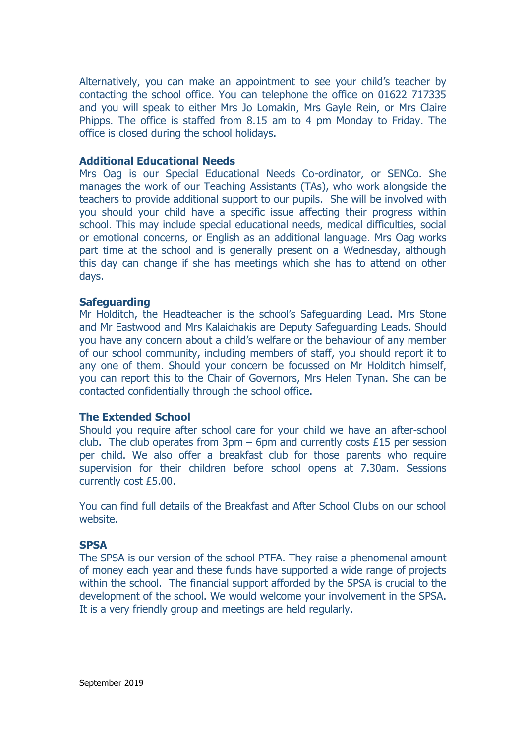Alternatively, you can make an appointment to see your child's teacher by contacting the school office. You can telephone the office on 01622 717335 and you will speak to either Mrs Jo Lomakin, Mrs Gayle Rein, or Mrs Claire Phipps. The office is staffed from 8.15 am to 4 pm Monday to Friday. The office is closed during the school holidays.

## Additional Educational Needs

Mrs Oag is our Special Educational Needs Co-ordinator, or SENCo. She manages the work of our Teaching Assistants (TAs), who work alongside the teachers to provide additional support to our pupils. She will be involved with you should your child have a specific issue affecting their progress within school. This may include special educational needs, medical difficulties, social or emotional concerns, or English as an additional language. Mrs Oag works part time at the school and is generally present on a Wednesday, although this day can change if she has meetings which she has to attend on other days.

## Safeguarding

Mr Holditch, the Headteacher is the school's Safeguarding Lead. Mrs Stone and Mr Eastwood and Mrs Kalaichakis are Deputy Safeguarding Leads. Should you have any concern about a child's welfare or the behaviour of any member of our school community, including members of staff, you should report it to any one of them. Should your concern be focussed on Mr Holditch himself, you can report this to the Chair of Governors, Mrs Helen Tynan. She can be contacted confidentially through the school office.

## The Extended School

Should you require after school care for your child we have an after-school club. The club operates from 3pm – 6pm and currently costs £15 per session per child. We also offer a breakfast club for those parents who require supervision for their children before school opens at 7.30am. Sessions currently cost £5.00.

You can find full details of the Breakfast and After School Clubs on our school website.

## SPSA

The SPSA is our version of the school PTFA. They raise a phenomenal amount of money each year and these funds have supported a wide range of projects within the school. The financial support afforded by the SPSA is crucial to the development of the school. We would welcome your involvement in the SPSA. It is a very friendly group and meetings are held regularly.

September 2019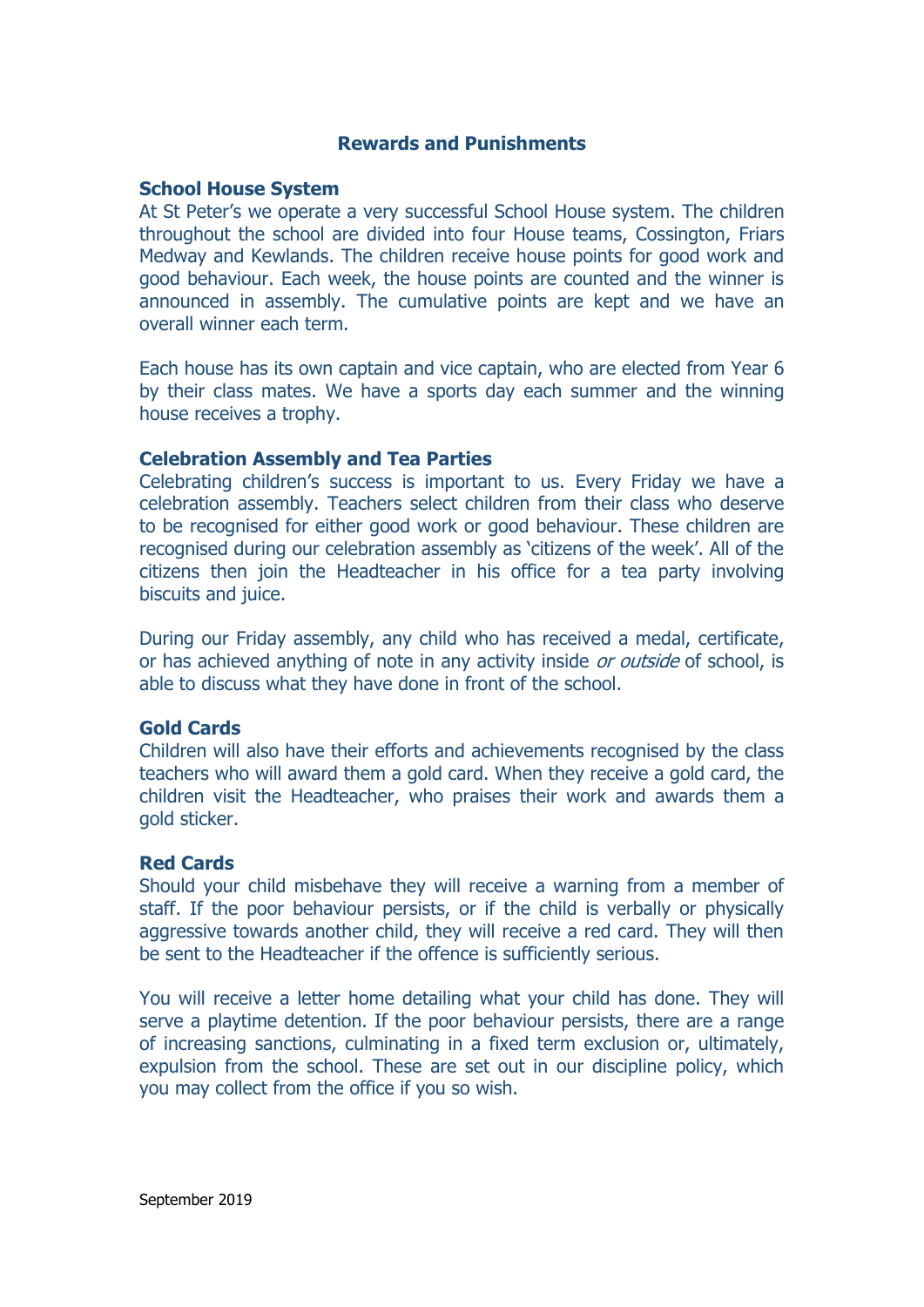# Rewards and Punishments

## School House System

At St Peter's we operate a very successful School House system. The children throughout the school are divided into four House teams, Cossington, Friars Medway and Kewlands. The children receive house points for good work and good behaviour. Each week, the house points are counted and the winner is announced in assembly. The cumulative points are kept and we have an overall winner each term.

Each house has its own captain and vice captain, who are elected from Year 6 by their class mates. We have a sports day each summer and the winning house receives a trophy.

## Celebration Assembly and Tea Parties

Celebrating children's success is important to us. Every Friday we have a celebration assembly. Teachers select children from their class who deserve to be recognised for either good work or good behaviour. These children are recognised during our celebration assembly as 'citizens of the week'. All of the citizens then join the Headteacher in his office for a tea party involving biscuits and juice.

During our Friday assembly, any child who has received a medal, certificate, or has achieved anything of note in any activity inside *or outside* of school, is able to discuss what they have done in front of the school.

## Gold Cards

Children will also have their efforts and achievements recognised by the class teachers who will award them a gold card. When they receive a gold card, the children visit the Headteacher, who praises their work and awards them a gold sticker.

## Red Cards

Should your child misbehave they will receive a warning from a member of staff. If the poor behaviour persists, or if the child is verbally or physically aggressive towards another child, they will receive a red card. They will then be sent to the Headteacher if the offence is sufficiently serious.

You will receive a letter home detailing what your child has done. They will serve a playtime detention. If the poor behaviour persists, there are a range of increasing sanctions, culminating in a fixed term exclusion or, ultimately, expulsion from the school. These are set out in our discipline policy, which you may collect from the office if you so wish.

September 2019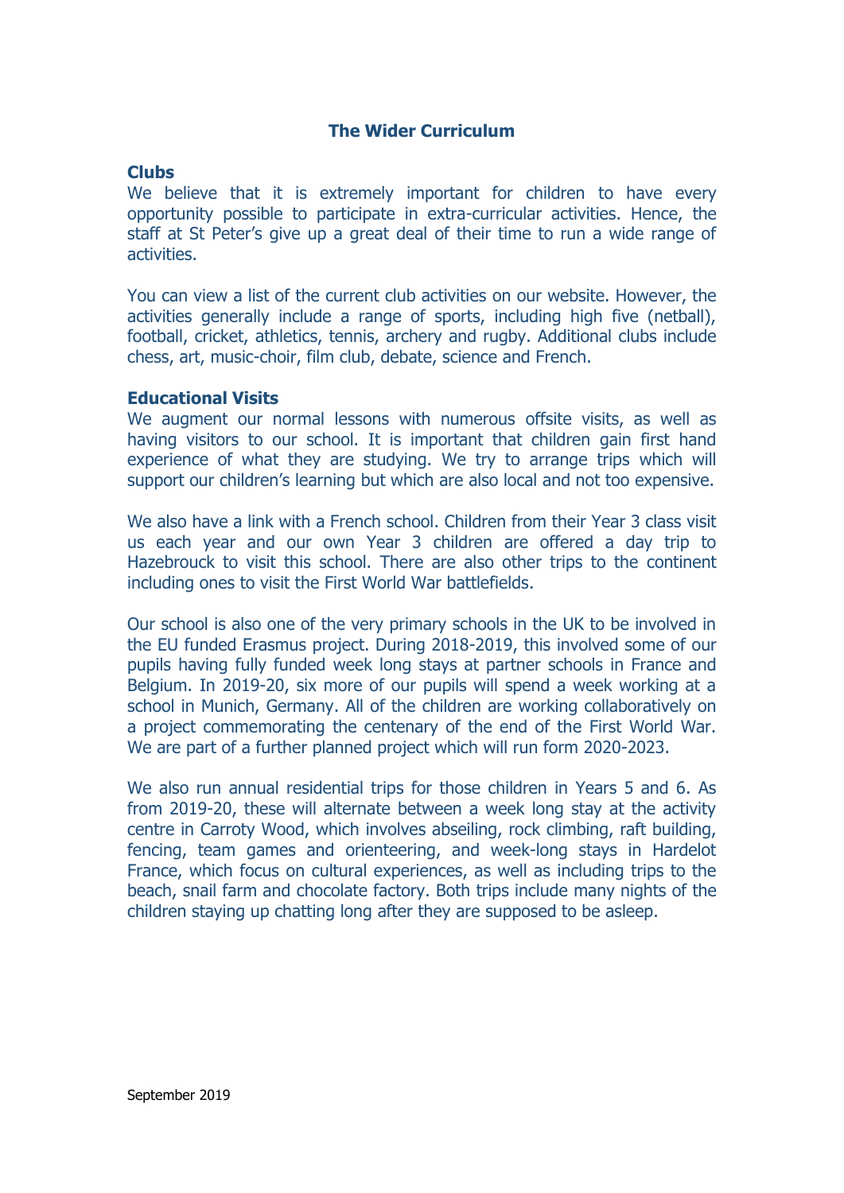## The Wider Curriculum

### Clubs

We believe that it is extremely important for children to have every opportunity possible to participate in extra-curricular activities. Hence, the staff at St Peter's give up a great deal of their time to run a wide range of activities.

You can view a list of the current club activities on our website. However, the activities generally include a range of sports, including high five (netball), football, cricket, athletics, tennis, archery and rugby. Additional clubs include chess, art, music-choir, film club, debate, science and French.

### Educational Visits

We augment our normal lessons with numerous offsite visits, as well as having visitors to our school. It is important that children gain first hand experience of what they are studying. We try to arrange trips which will support our children's learning but which are also local and not too expensive.

We also have a link with a French school. Children from their Year 3 class visit us each year and our own Year 3 children are offered a day trip to Hazebrouck to visit this school. There are also other trips to the continent including ones to visit the First World War battlefields.

Our school is also one of the very primary schools in the UK to be involved in the EU funded Erasmus project. During 2018-2019, this involved some of our pupils having fully funded week long stays at partner schools in France and Belgium. In 2019-20, six more of our pupils will spend a week working at a school in Munich, Germany. All of the children are working collaboratively on a project commemorating the centenary of the end of the First World War. We are part of a further planned project which will run form 2020-2023.

We also run annual residential trips for those children in Years 5 and 6. As from 2019-20, these will alternate between a week long stay at the activity centre in Carroty Wood, which involves abseiling, rock climbing, raft building, fencing, team games and orienteering, and week-long stays in Hardelot France, which focus on cultural experiences, as well as including trips to the beach, snail farm and chocolate factory. Both trips include many nights of the children staying up chatting long after they are supposed to be asleep.

September 2019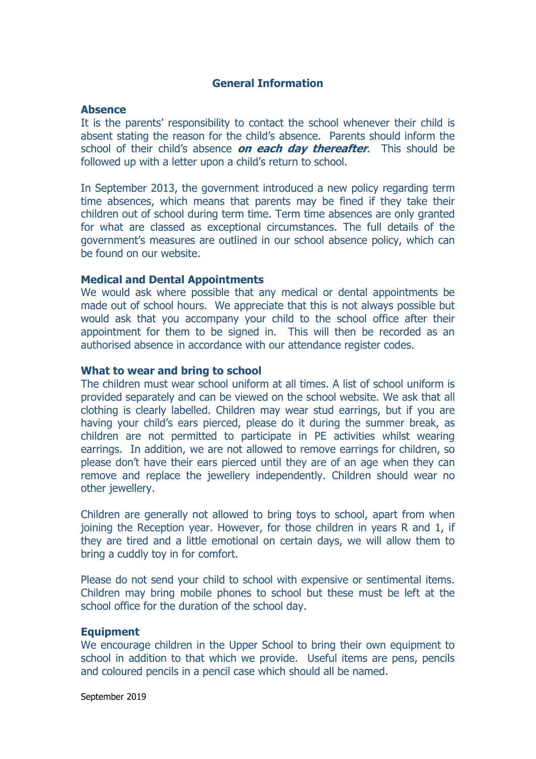## General Information

### Absence

It is the parents' responsibility to contact the school whenever their child is absent stating the reason for the child's absence. Parents should inform the school of their child's absence ***on each day thereafter***. This should be followed up with a letter upon a child's return to school.

In September 2013, the government introduced a new policy regarding term time absences, which means that parents may be fined if they take their children out of school during term time. Term time absences are only granted for what are classed as exceptional circumstances. The full details of the government's measures are outlined in our school absence policy, which can be found on our website.

### Medical and Dental Appointments

We would ask where possible that any medical or dental appointments be made out of school hours. We appreciate that this is not always possible but would ask that you accompany your child to the school office after their appointment for them to be signed in. This will then be recorded as an authorised absence in accordance with our attendance register codes.

### What to wear and bring to school

The children must wear school uniform at all times. A list of school uniform is provided separately and can be viewed on the school website. We ask that all clothing is clearly labelled. Children may wear stud earrings, but if you are having your child's ears pierced, please do it during the summer break, as children are not permitted to participate in PE activities whilst wearing earrings. In addition, we are not allowed to remove earrings for children, so please don't have their ears pierced until they are of an age when they can remove and replace the jewellery independently. Children should wear no other jewellery.

Children are generally not allowed to bring toys to school, apart from when joining the Reception year. However, for those children in years R and 1, if they are tired and a little emotional on certain days, we will allow them to bring a cuddly toy in for comfort.

Please do not send your child to school with expensive or sentimental items. Children may bring mobile phones to school but these must be left at the school office for the duration of the school day.

### Equipment

We encourage children in the Upper School to bring their own equipment to school in addition to that which we provide. Useful items are pens, pencils and coloured pencils in a pencil case which should all be named.

September 2019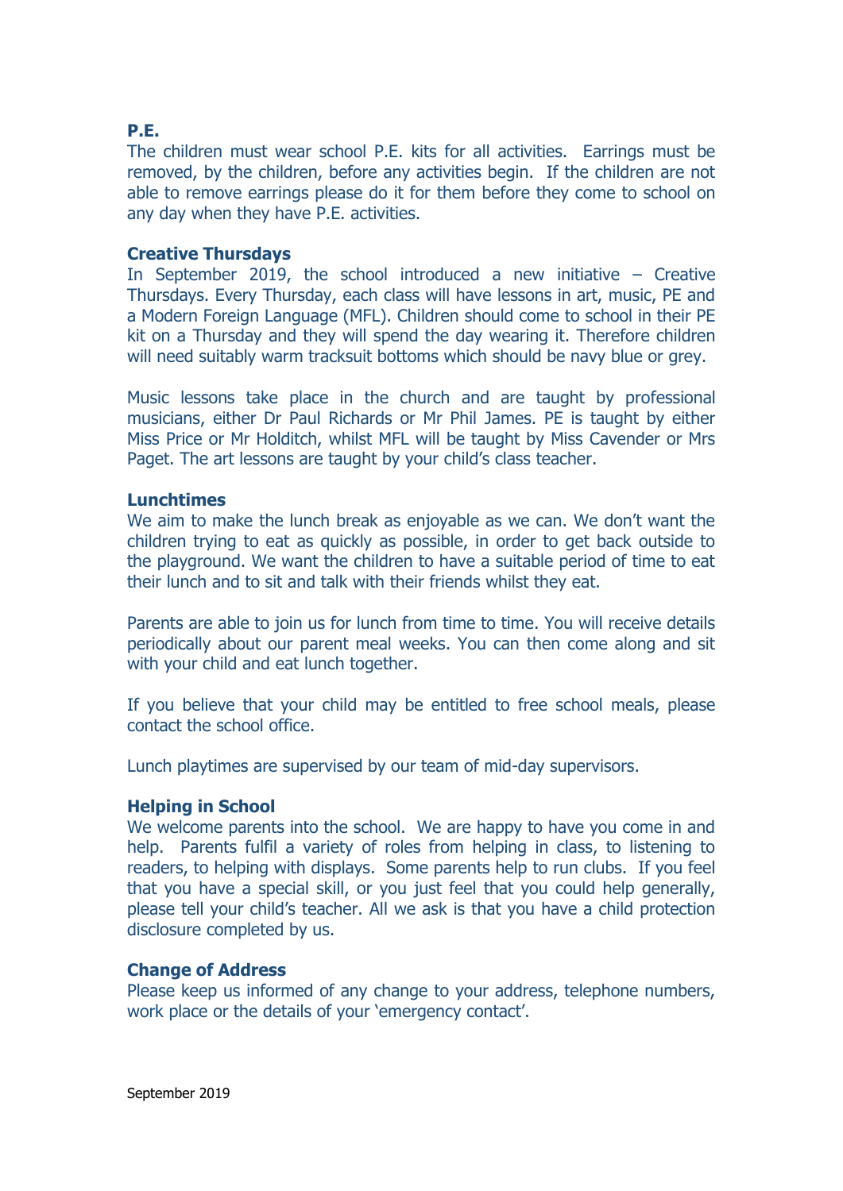## P.E.

The children must wear school P.E. kits for all activities. Earrings must be removed, by the children, before any activities begin. If the children are not able to remove earrings please do it for them before they come to school on any day when they have P.E. activities.

## Creative Thursdays

In September 2019, the school introduced a new initiative – Creative Thursdays. Every Thursday, each class will have lessons in art, music, PE and a Modern Foreign Language (MFL). Children should come to school in their PE kit on a Thursday and they will spend the day wearing it. Therefore children will need suitably warm tracksuit bottoms which should be navy blue or grey.

Music lessons take place in the church and are taught by professional musicians, either Dr Paul Richards or Mr Phil James. PE is taught by either Miss Price or Mr Holditch, whilst MFL will be taught by Miss Cavender or Mrs Paget. The art lessons are taught by your child's class teacher.

## Lunchtimes

We aim to make the lunch break as enjoyable as we can. We don't want the children trying to eat as quickly as possible, in order to get back outside to the playground. We want the children to have a suitable period of time to eat their lunch and to sit and talk with their friends whilst they eat.

Parents are able to join us for lunch from time to time. You will receive details periodically about our parent meal weeks. You can then come along and sit with your child and eat lunch together.

If you believe that your child may be entitled to free school meals, please contact the school office.

Lunch playtimes are supervised by our team of mid-day supervisors.

## Helping in School

We welcome parents into the school. We are happy to have you come in and help. Parents fulfil a variety of roles from helping in class, to listening to readers, to helping with displays. Some parents help to run clubs. If you feel that you have a special skill, or you just feel that you could help generally, please tell your child's teacher. All we ask is that you have a child protection disclosure completed by us.

## Change of Address

Please keep us informed of any change to your address, telephone numbers, work place or the details of your 'emergency contact'.

September 2019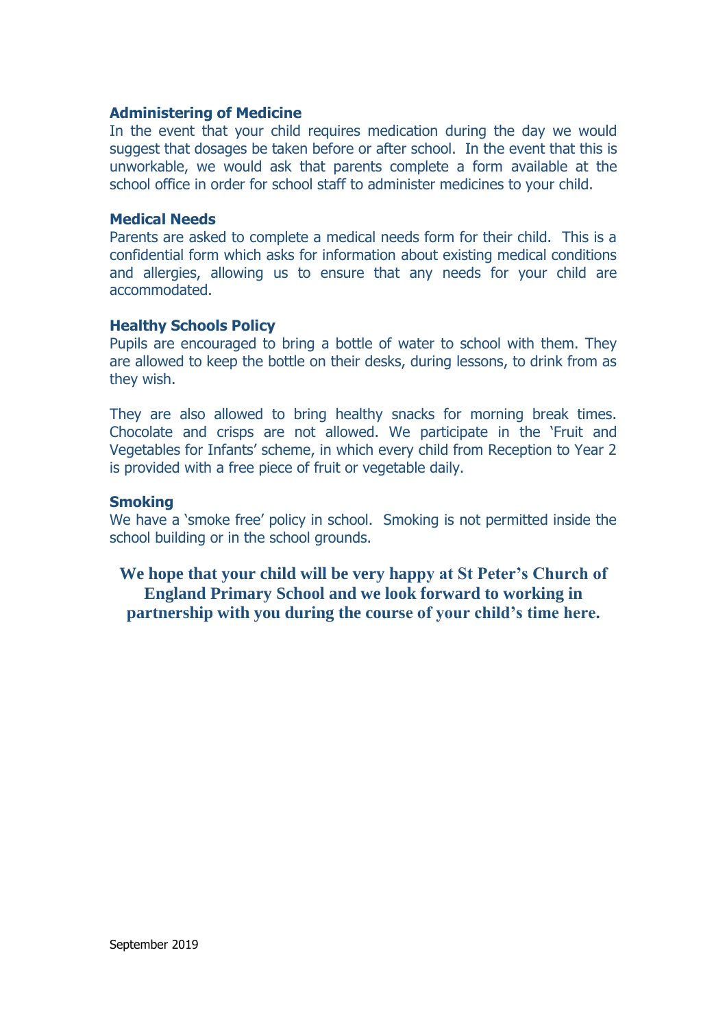### Administering of Medicine

In the event that your child requires medication during the day we would suggest that dosages be taken before or after school. In the event that this is unworkable, we would ask that parents complete a form available at the school office in order for school staff to administer medicines to your child.

### Medical Needs

Parents are asked to complete a medical needs form for their child. This is a confidential form which asks for information about existing medical conditions and allergies, allowing us to ensure that any needs for your child are accommodated.

### Healthy Schools Policy

Pupils are encouraged to bring a bottle of water to school with them. They are allowed to keep the bottle on their desks, during lessons, to drink from as they wish.

They are also allowed to bring healthy snacks for morning break times. Chocolate and crisps are not allowed. We participate in the 'Fruit and Vegetables for Infants' scheme, in which every child from Reception to Year 2 is provided with a free piece of fruit or vegetable daily.

### Smoking

We have a 'smoke free' policy in school. Smoking is not permitted inside the school building or in the school grounds.

**We hope that your child will be very happy at St Peter's Church of England Primary School and we look forward to working in partnership with you during the course of your child's time here.**

September 2019